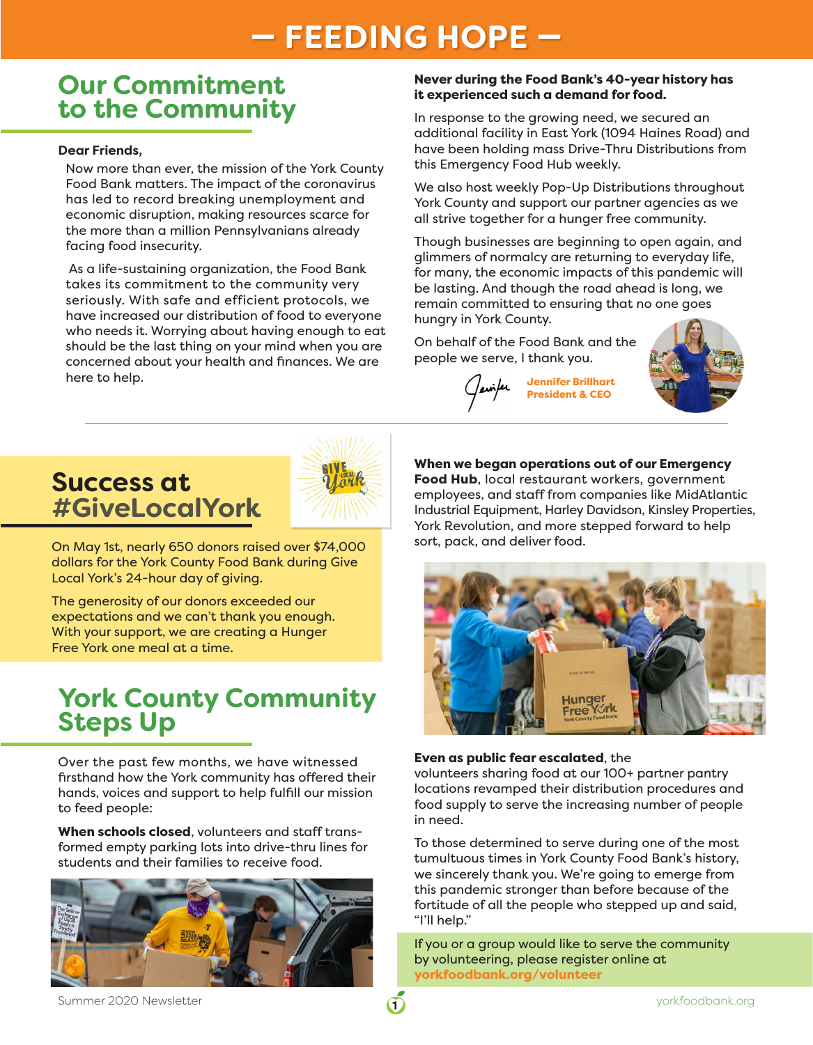# — FEEDING HOPE —

## Our Commitment to the Community

**Dear Friends,**

Now more than ever, the mission of the York County Food Bank matters. The impact of the coronavirus has led to record breaking unemployment and economic disruption, making resources scarce for the more than a million Pennsylvanians already facing food insecurity.

As a life-sustaining organization, the Food Bank takes its commitment to the community very seriously. With safe and efficient protocols, we have increased our distribution of food to everyone who needs it. Worrying about having enough to eat should be the last thing on your mind when you are concerned about your health and finances. We are here to help.

**Never during the Food Bank's 40-year history has it experienced such a demand for food.**

In response to the growing need, we secured an additional facility in East York (1094 Haines Road) and have been holding mass Drive-Thru Distributions from this Emergency Food Hub weekly.

We also host weekly Pop-Up Distributions throughout York County and support our partner agencies as we all strive together for a hunger free community.

Though businesses are beginning to open again, and glimmers of normalcy are returning to everyday life, for many, the economic impacts of this pandemic will be lasting. And though the road ahead is long, we remain committed to ensuring that no one goes hungry in York County.

On behalf of the Food Bank and the people we serve, I thank you.

**Jennifer Brillhart**
**President & CEO**

## Success at #GiveLocalYork

On May 1st, nearly 650 donors raised over $74,000 dollars for the York County Food Bank during Give Local York's 24-hour day of giving.

The generosity of our donors exceeded our expectations and we can't thank you enough. With your support, we are creating a Hunger Free York one meal at a time.

## York County Community Steps Up

Over the past few months, we have witnessed firsthand how the York community has offered their hands, voices and support to help fulfill our mission to feed people:

**When schools closed**, volunteers and staff transformed empty parking lots into drive-thru lines for students and their families to receive food.

**When we began operations out of our Emergency Food Hub**, local restaurant workers, government employees, and staff from companies like MidAtlantic Industrial Equipment, Harley Davidson, Kinsley Properties, York Revolution, and more stepped forward to help sort, pack, and deliver food.

**Even as public fear escalated**, the volunteers sharing food at our 100+ partner pantry locations revamped their distribution procedures and food supply to serve the increasing number of people in need.

To those determined to serve during one of the most tumultuous times in York County Food Bank's history, we sincerely thank you. We're going to emerge from this pandemic stronger than before because of the fortitude of all the people who stepped up and said, "I'll help."

If you or a group would like to serve the community by volunteering, please register online at **yorkfoodbank.org/volunteer**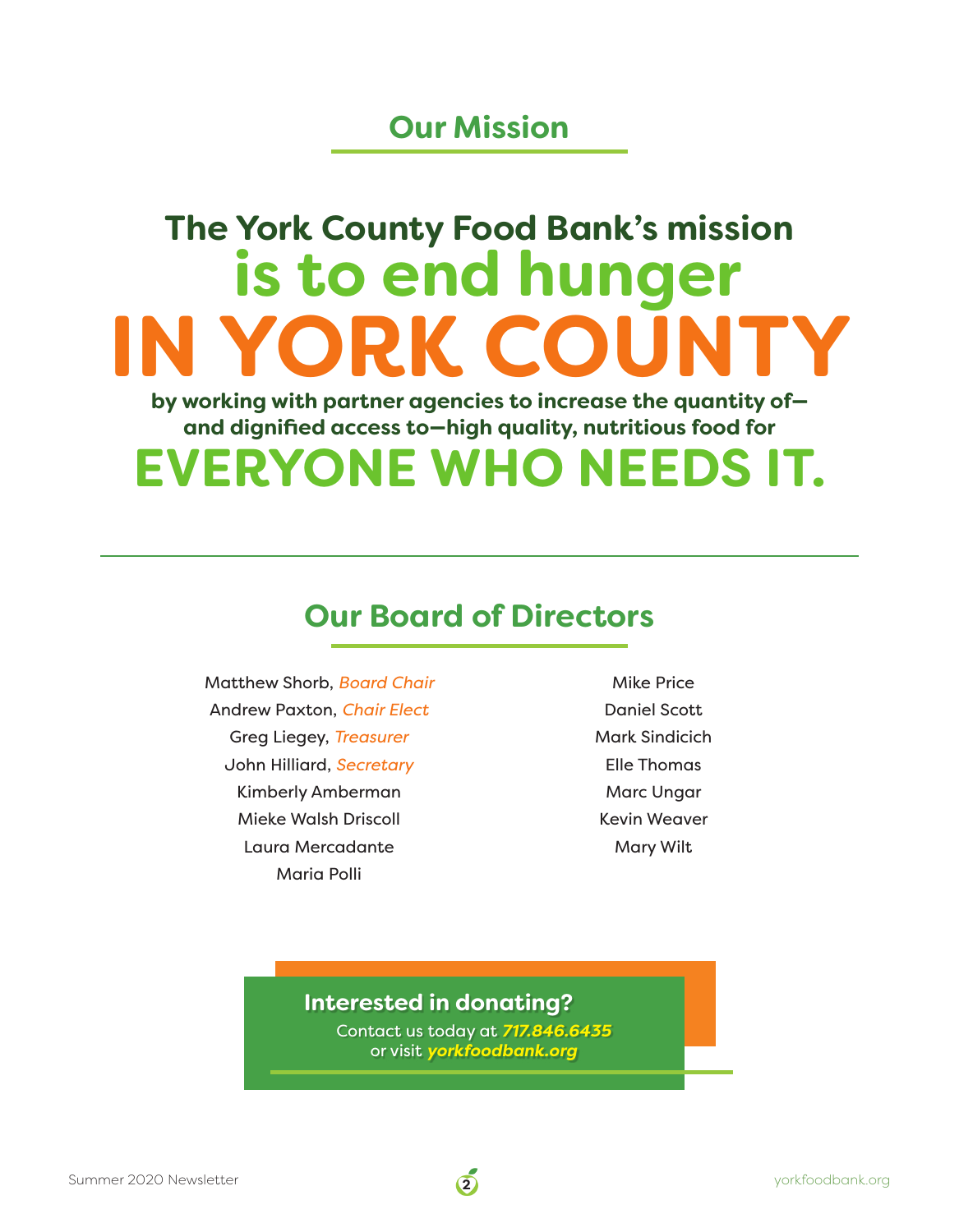## Our Mission

# The York County Food Bank's mission is to end hunger IN YORK COUNTY

**by working with partner agencies to increase the quantity of—and dignified access to—high quality, nutritious food for**

# EVERYONE WHO NEEDS IT.

## Our Board of Directors

Matthew Shorb, *Board Chair*
Andrew Paxton, *Chair Elect*
Greg Liegey, *Treasurer*
John Hilliard, *Secretary*
Kimberly Amberman
Mieke Walsh Driscoll
Laura Mercadante
Maria Polli
Mike Price
Daniel Scott
Mark Sindicich
Elle Thomas
Marc Ungar
Kevin Weaver
Mary Wilt

**Interested in donating?**

Contact us today at ***717.846.6435***
or visit ***yorkfoodbank.org***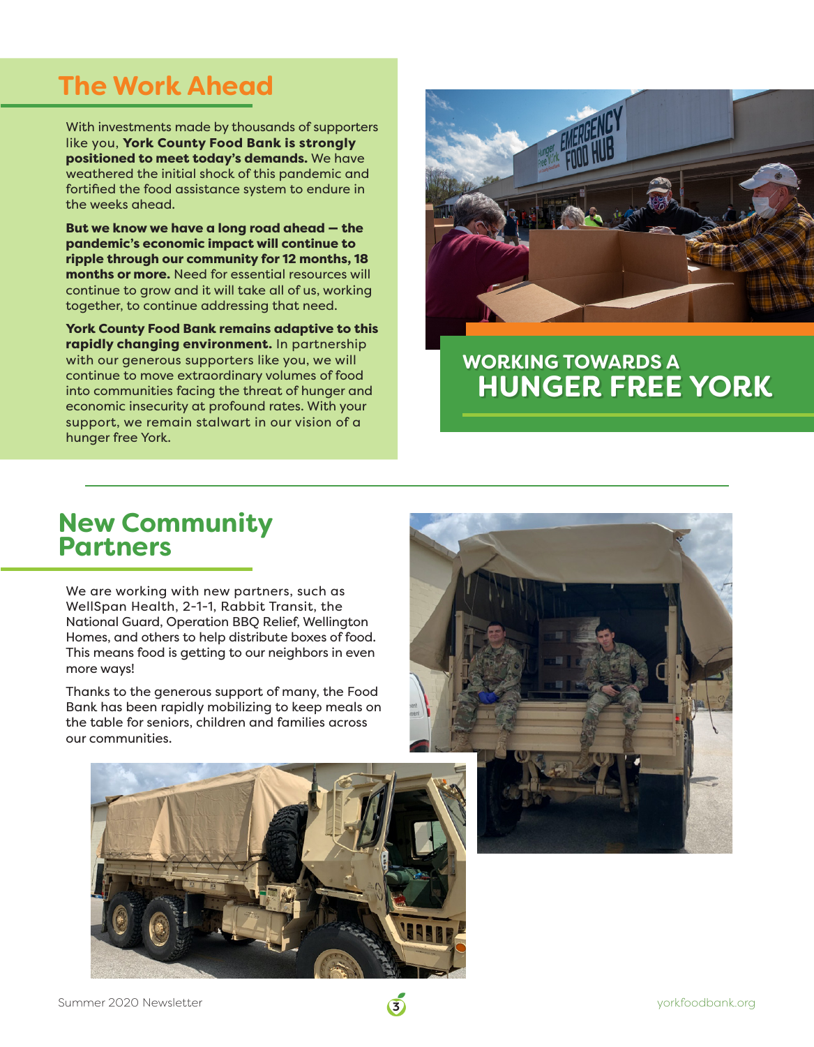## The Work Ahead

With investments made by thousands of supporters like you, **York County Food Bank is strongly positioned to meet today's demands.** We have weathered the initial shock of this pandemic and fortified the food assistance system to endure in the weeks ahead.

**But we know we have a long road ahead — the pandemic's economic impact will continue to ripple through our community for 12 months, 18 months or more.** Need for essential resources will continue to grow and it will take all of us, working together, to continue addressing that need.

**York County Food Bank remains adaptive to this rapidly changing environment.** In partnership with our generous supporters like you, we will continue to move extraordinary volumes of food into communities facing the threat of hunger and economic insecurity at profound rates. With your support, we remain stalwart in our vision of a hunger free York.

WORKING TOWARDS A
**HUNGER FREE YORK**

## New Community Partners

We are working with new partners, such as WellSpan Health, 2-1-1, Rabbit Transit, the National Guard, Operation BBQ Relief, Wellington Homes, and others to help distribute boxes of food. This means food is getting to our neighbors in even more ways!

Thanks to the generous support of many, the Food Bank has been rapidly mobilizing to keep meals on the table for seniors, children and families across our communities.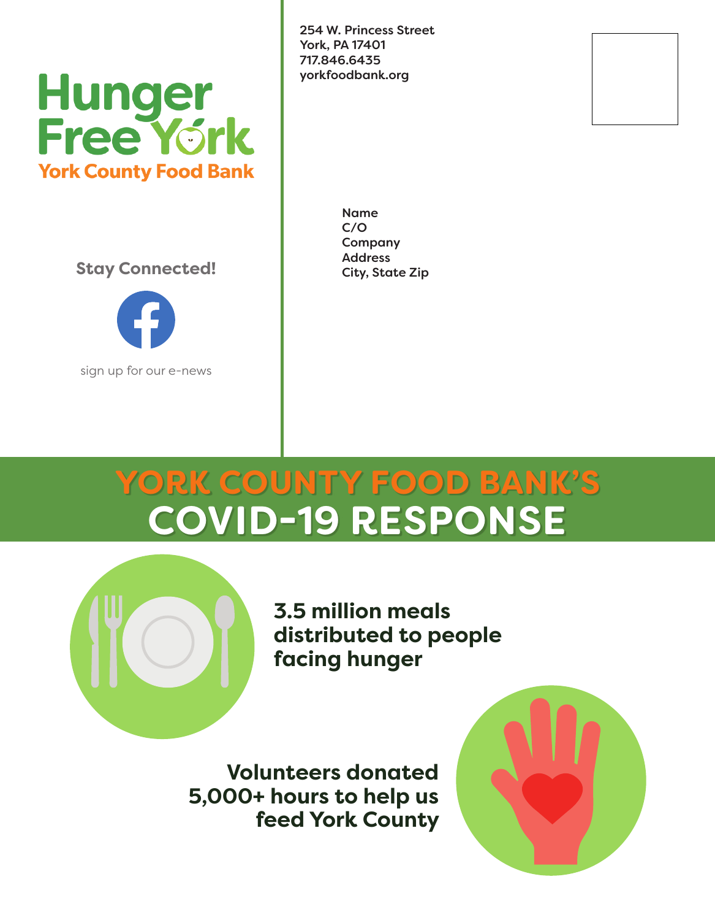Hunger Free York

York County Food Bank

254 W. Princess Street
York, PA 17401
717.846.6435
yorkfoodbank.org

Name
C/O
Company
Address
City, State Zip

Stay Connected!

sign up for our e-news

# YORK COUNTY FOOD BANK'S COVID-19 RESPONSE

**3.5 million meals distributed to people facing hunger**

**Volunteers donated 5,000+ hours to help us feed York County**